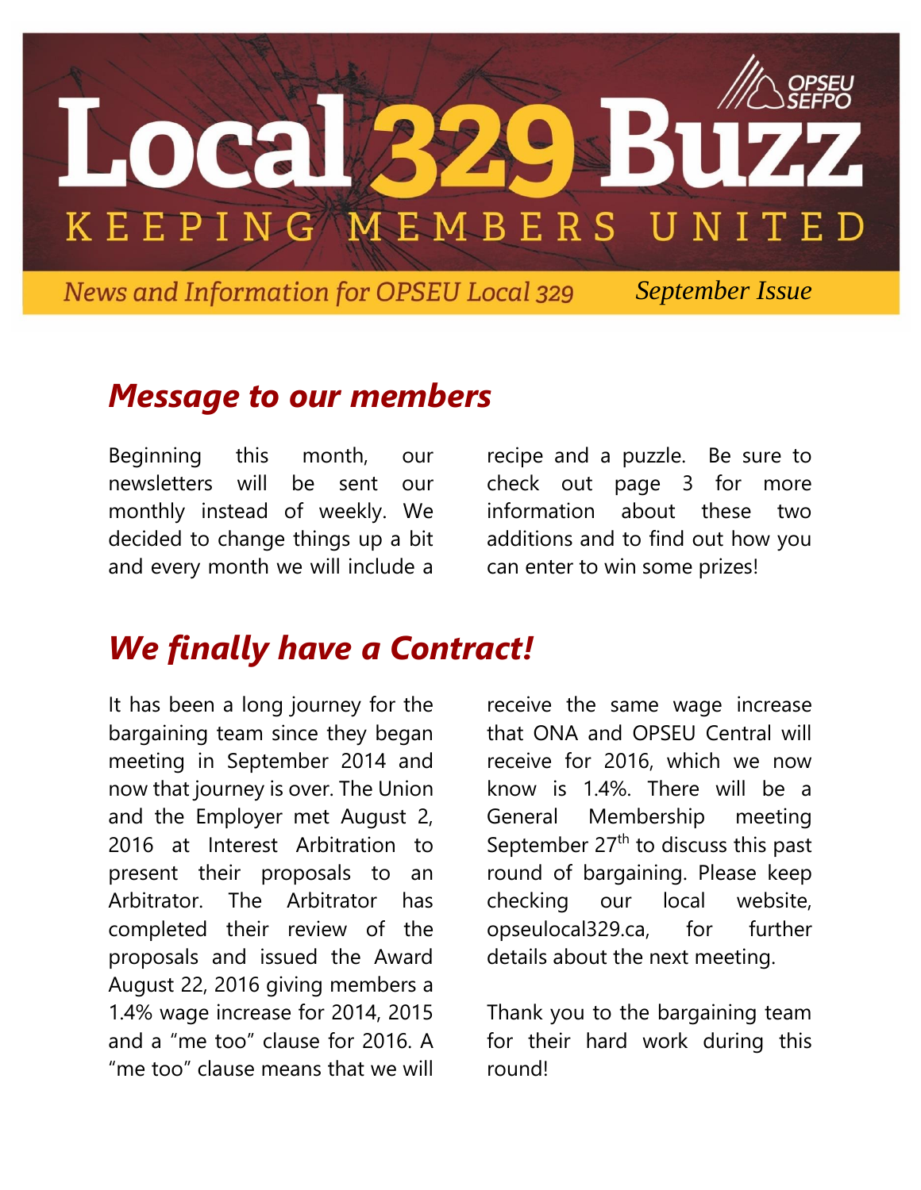# Local 329 Buzz

KEEPING MEMBERS UNITED

OPSEU SEFPO

*News and Information for OPSEU Local 329* — *September Issue*

## *Message to our members*

Beginning this month, our newsletters will be sent our monthly instead of weekly. We decided to change things up a bit and every month we will include a recipe and a puzzle. Be sure to check out page 3 for more information about these two additions and to find out how you can enter to win some prizes!

## *We finally have a Contract!*

It has been a long journey for the bargaining team since they began meeting in September 2014 and now that journey is over. The Union and the Employer met August 2, 2016 at Interest Arbitration to present their proposals to an Arbitrator. The Arbitrator has completed their review of the proposals and issued the Award August 22, 2016 giving members a 1.4% wage increase for 2014, 2015 and a "me too" clause for 2016. A "me too" clause means that we will receive the same wage increase that ONA and OPSEU Central will receive for 2016, which we now know is 1.4%. There will be a General Membership meeting September 27th to discuss this past round of bargaining. Please keep checking our local website, opseulocal329.ca, for further details about the next meeting.

Thank you to the bargaining team for their hard work during this round!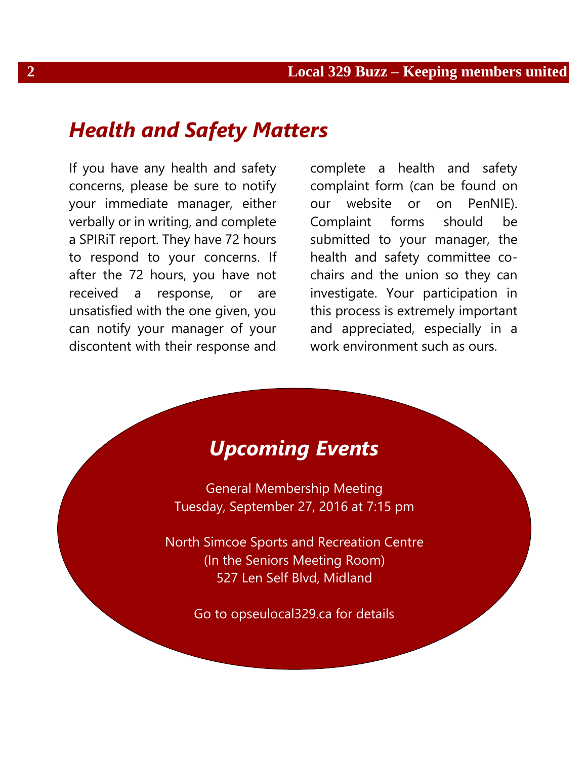## *Health and Safety Matters*

If you have any health and safety concerns, please be sure to notify your immediate manager, either verbally or in writing, and complete a SPIRiT report. They have 72 hours to respond to your concerns. If after the 72 hours, you have not received a response, or are unsatisfied with the one given, you can notify your manager of your discontent with their response and complete a health and safety complaint form (can be found on our website or on PenNIE). Complaint forms should be submitted to your manager, the health and safety committee co-chairs and the union so they can investigate. Your participation in this process is extremely important and appreciated, especially in a work environment such as ours.

## *Upcoming Events*

General Membership Meeting
Tuesday, September 27, 2016 at 7:15 pm

North Simcoe Sports and Recreation Centre
(In the Seniors Meeting Room)
527 Len Self Blvd, Midland

Go to opseulocal329.ca for details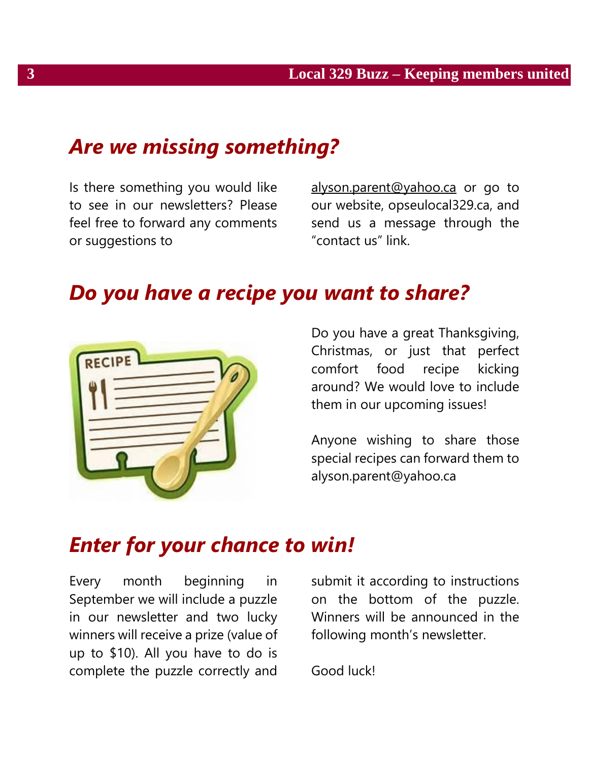## *Are we missing something?*

Is there something you would like to see in our newsletters? Please feel free to forward any comments or suggestions to alyson.parent@yahoo.ca or go to our website, opseulocal329.ca, and send us a message through the "contact us" link.

## *Do you have a recipe you want to share?*

Do you have a great Thanksgiving, Christmas, or just that perfect comfort food recipe kicking around? We would love to include them in our upcoming issues!

Anyone wishing to share those special recipes can forward them to alyson.parent@yahoo.ca

## *Enter for your chance to win!*

Every month beginning in September we will include a puzzle in our newsletter and two lucky winners will receive a prize (value of up to $10). All you have to do is complete the puzzle correctly and submit it according to instructions on the bottom of the puzzle. Winners will be announced in the following month's newsletter.

Good luck!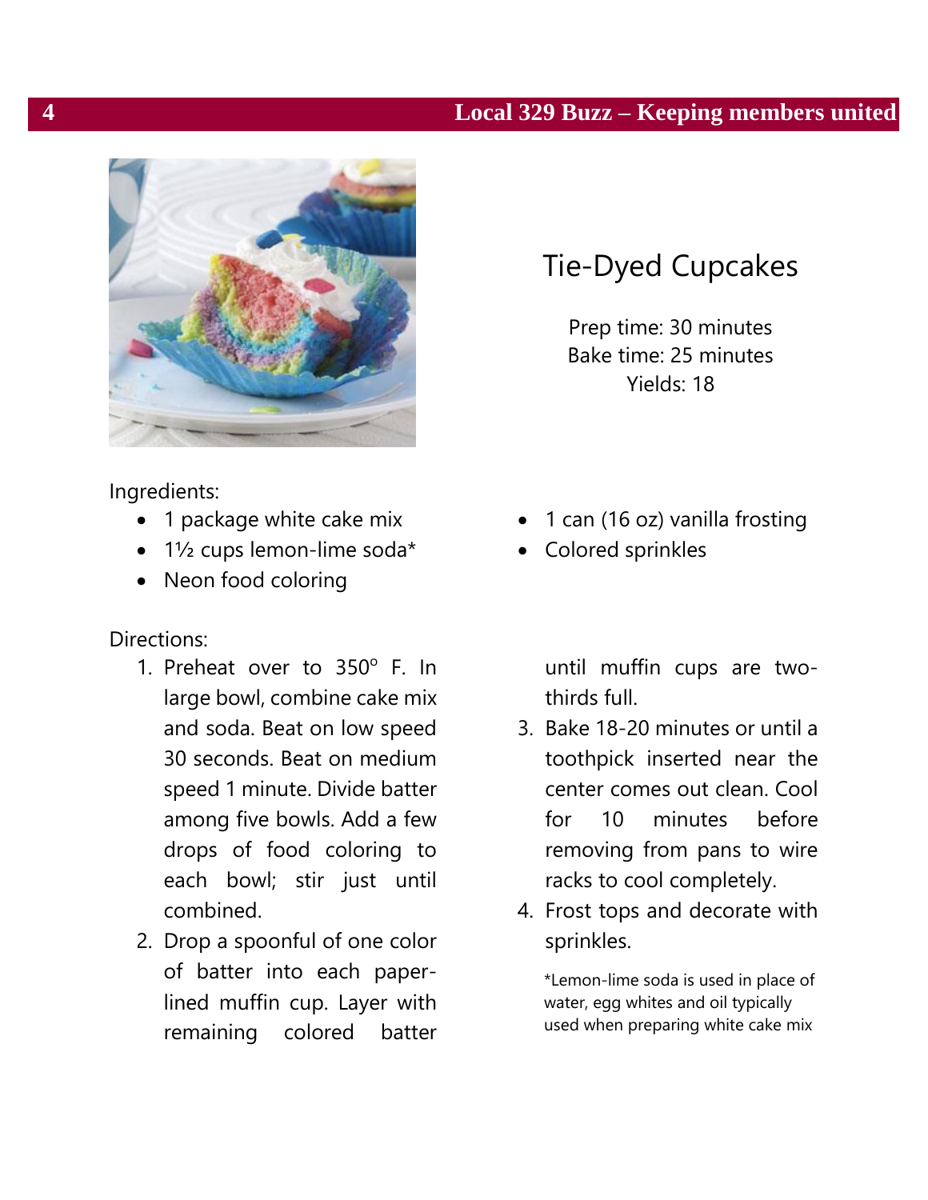# Tie-Dyed Cupcakes

Prep time: 30 minutes
Bake time: 25 minutes
Yields: 18

Ingredients:

- 1 package white cake mix
- 1½ cups lemon-lime soda*
- Neon food coloring
- 1 can (16 oz) vanilla frosting
- Colored sprinkles

Directions:

1. Preheat over to 350° F. In large bowl, combine cake mix and soda. Beat on low speed 30 seconds. Beat on medium speed 1 minute. Divide batter among five bowls. Add a few drops of food coloring to each bowl; stir just until combined.
2. Drop a spoonful of one color of batter into each paper-lined muffin cup. Layer with remaining colored batter until muffin cups are two-thirds full.
3. Bake 18-20 minutes or until a toothpick inserted near the center comes out clean. Cool for 10 minutes before removing from pans to wire racks to cool completely.
4. Frost tops and decorate with sprinkles.

*Lemon-lime soda is used in place of water, egg whites and oil typically used when preparing white cake mix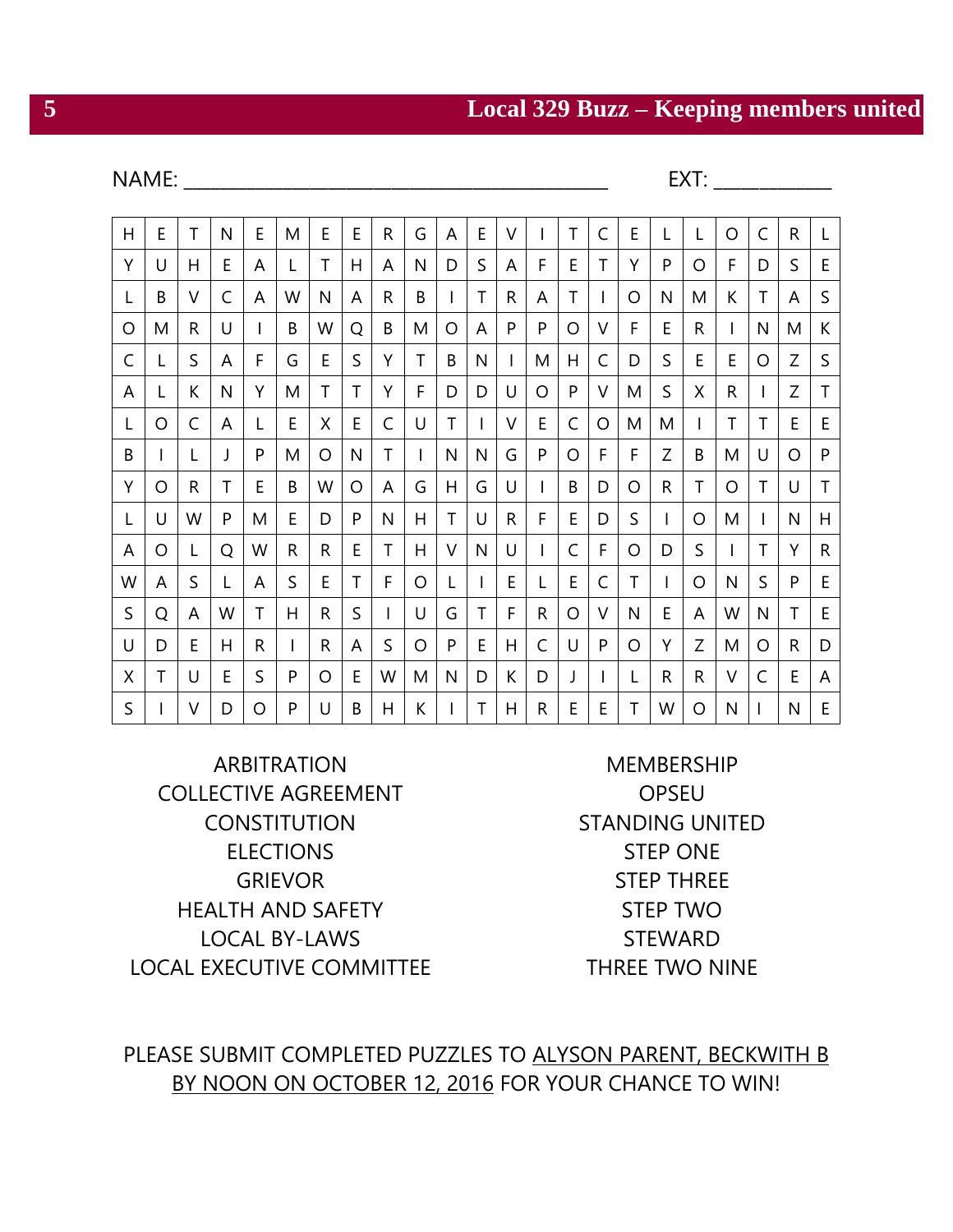NAME: ___________________________________________ EXT: ____________

| | | | | | | | | | | | | | | | | | | | | | |
|---|---|---|---|---|---|---|---|---|---|---|---|---|---|---|---|---|---|---|---|---|---|
| H | E | T | N | E | M | E | E | R | G | A | E | V | I | T | C | E | L | L | O | C | R | L |
| Y | U | H | E | A | L | T | H | A | N | D | S | A | F | E | T | Y | P | O | F | D | S | E |
| L | B | V | C | A | W | N | A | R | B | I | T | R | A | T | I | O | N | M | K | T | A | S |
| O | M | R | U | I | B | W | Q | B | M | O | A | P | P | O | V | F | E | R | I | N | M | K |
| C | L | S | A | F | G | E | S | Y | T | B | N | I | M | H | C | D | S | E | E | O | Z | S |
| A | L | K | N | Y | M | T | T | Y | F | D | D | U | O | P | V | M | S | X | R | I | Z | T |
| L | O | C | A | L | E | X | E | C | U | T | I | V | E | C | O | M | M | I | T | T | E | E |
| B | I | L | J | P | M | O | N | T | I | N | N | G | P | O | F | F | Z | B | M | U | O | P |
| Y | O | R | T | E | B | W | O | A | G | H | G | U | I | B | D | O | R | T | O | T | U | T |
| L | U | W | P | M | E | D | P | N | H | T | U | R | F | E | D | S | I | O | M | I | N | H |
| A | O | L | Q | W | R | R | E | T | H | V | N | U | I | C | F | O | D | S | I | T | Y | R |
| W | A | S | L | A | S | E | T | F | O | L | I | E | L | E | C | T | I | O | N | S | P | E |
| S | Q | A | W | T | H | R | S | I | U | G | T | F | R | O | V | N | E | A | W | N | T | E |
| U | D | E | H | R | I | R | A | S | O | P | E | H | C | U | P | O | Y | Z | M | O | R | D |
| X | T | U | E | S | P | O | E | W | M | N | D | K | D | J | I | L | R | R | V | C | E | A |
| S | I | V | D | O | P | U | B | H | K | I | T | H | R | E | E | T | W | O | N | I | N | E |

ARBITRATION
COLLECTIVE AGREEMENT
CONSTITUTION
ELECTIONS
GRIEVOR
HEALTH AND SAFETY
LOCAL BY-LAWS
LOCAL EXECUTIVE COMMITTEE
MEMBERSHIP
OPSEU
STANDING UNITED
STEP ONE
STEP THREE
STEP TWO
STEWARD
THREE TWO NINE

PLEASE SUBMIT COMPLETED PUZZLES TO ALYSON PARENT, BECKWITH B BY NOON ON OCTOBER 12, 2016 FOR YOUR CHANCE TO WIN!